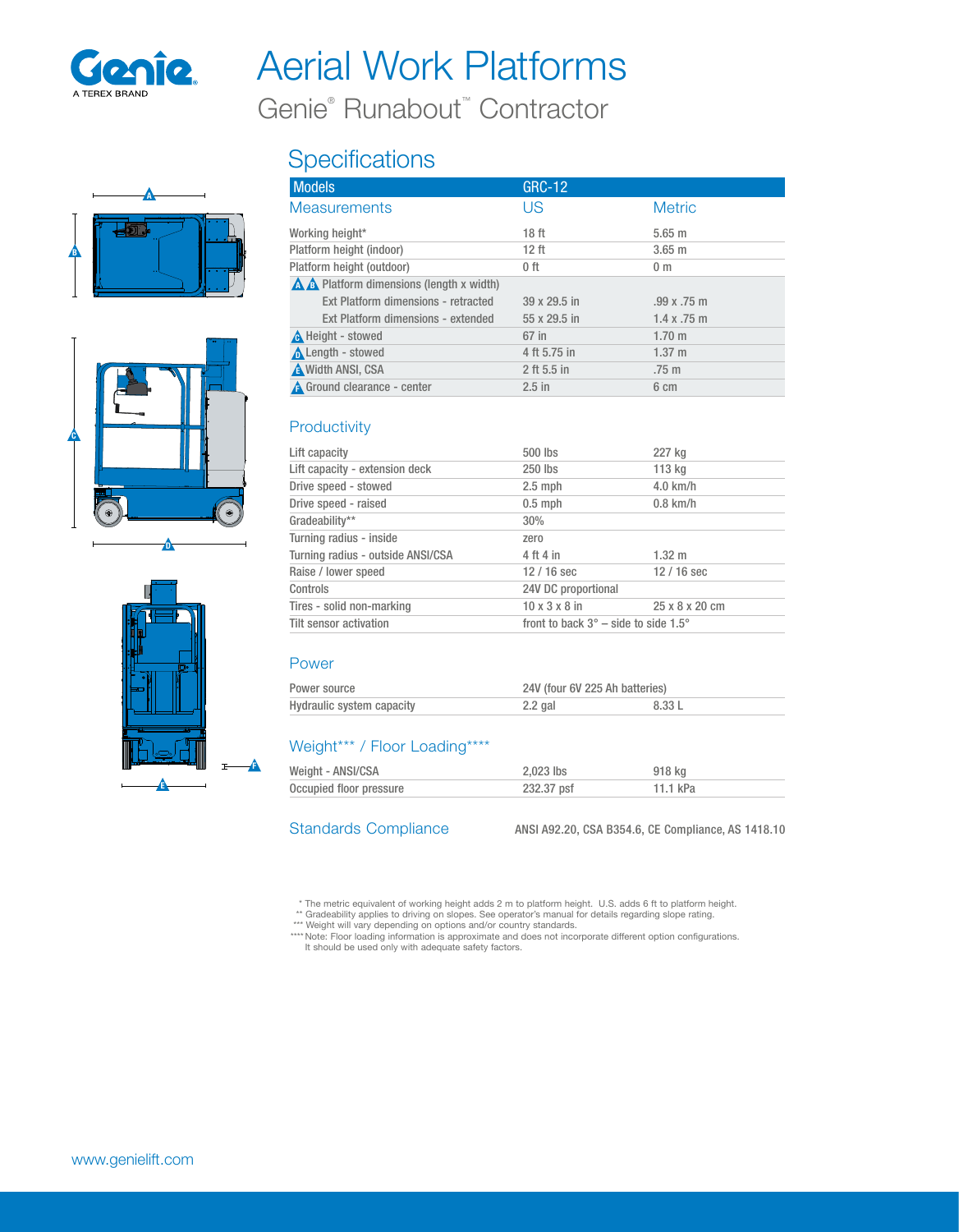# Aerial Work Platforms

Genie® Runabout™ Contractor

## Specifications

| Models | GRC-12 | |
|---|---|---|
| **Measurements** | **US** | **Metric** |
| Working height* | 18 ft | 5.65 m |
| Platform height (indoor) | 12 ft | 3.65 m |
| Platform height (outdoor) | 0 ft | 0 m |
| A B Platform dimensions (length x width) | | |
| Ext Platform dimensions - retracted | 39 x 29.5 in | .99 x .75 m |
| Ext Platform dimensions - extended | 55 x 29.5 in | 1.4 x .75 m |
| C Height - stowed | 67 in | 1.70 m |
| D Length - stowed | 4 ft 5.75 in | 1.37 m |
| E Width ANSI, CSA | 2 ft 5.5 in | .75 m |
| F Ground clearance - center | 2.5 in | 6 cm |

### Productivity

| | | |
|---|---|---|
| Lift capacity | 500 lbs | 227 kg |
| Lift capacity - extension deck | 250 lbs | 113 kg |
| Drive speed - stowed | 2.5 mph | 4.0 km/h |
| Drive speed - raised | 0.5 mph | 0.8 km/h |
| Gradeability** | 30% | |
| Turning radius - inside | zero | |
| Turning radius - outside ANSI/CSA | 4 ft 4 in | 1.32 m |
| Raise / lower speed | 12 / 16 sec | 12 / 16 sec |
| Controls | 24V DC proportional | |
| Tires - solid non-marking | 10 x 3 x 8 in | 25 x 8 x 20 cm |
| Tilt sensor activation | front to back 3° – side to side 1.5° | |

### Power

| | | |
|---|---|---|
| Power source | 24V (four 6V 225 Ah batteries) | |
| Hydraulic system capacity | 2.2 gal | 8.33 L |

### Weight*** / Floor Loading****

| | | |
|---|---|---|
| Weight - ANSI/CSA | 2,023 lbs | 918 kg |
| Occupied floor pressure | 232.37 psf | 11.1 kPa |

### Standards Compliance

ANSI A92.20, CSA B354.6, CE Compliance, AS 1418.10

\* The metric equivalent of working height adds 2 m to platform height. U.S. adds 6 ft to platform height.
** Gradeability applies to driving on slopes. See operator's manual for details regarding slope rating.
*** Weight will vary depending on options and/or country standards.
**** Note: Floor loading information is approximate and does not incorporate different option configurations. It should be used only with adequate safety factors.

www.genielift.com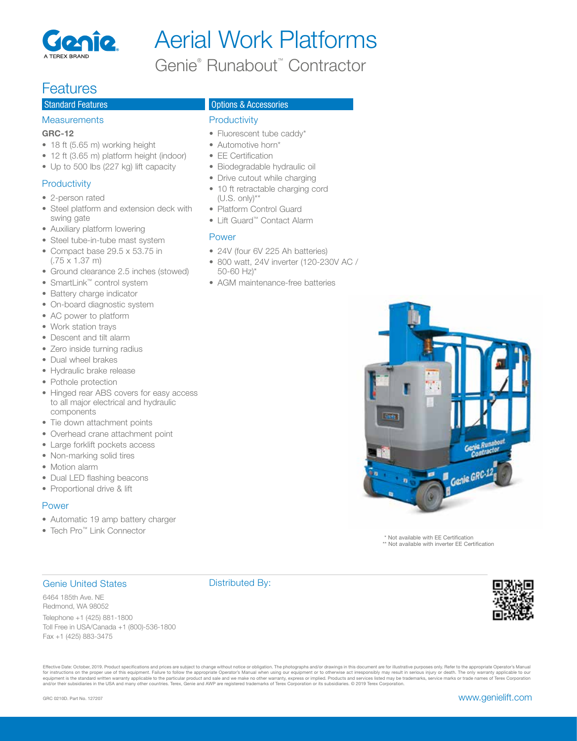# Aerial Work Platforms

## Genie® Runabout™ Contractor

# Features

## Standard Features

### Measurements

**GRC-12**

- 18 ft (5.65 m) working height
- 12 ft (3.65 m) platform height (indoor)
- Up to 500 lbs (227 kg) lift capacity

### Productivity

- 2-person rated
- Steel platform and extension deck with swing gate
- Auxiliary platform lowering
- Steel tube-in-tube mast system
- Compact base 29.5 x 53.75 in (.75 x 1.37 m)
- Ground clearance 2.5 inches (stowed)
- SmartLink™ control system
- Battery charge indicator
- On-board diagnostic system
- AC power to platform
- Work station trays
- Descent and tilt alarm
- Zero inside turning radius
- Dual wheel brakes
- Hydraulic brake release
- Pothole protection
- Hinged rear ABS covers for easy access to all major electrical and hydraulic components
- Tie down attachment points
- Overhead crane attachment point
- Large forklift pockets access
- Non-marking solid tires
- Motion alarm
- Dual LED flashing beacons
- Proportional drive & lift

### Power

- Automatic 19 amp battery charger
- Tech Pro™ Link Connector

## Options & Accessories

### Productivity

- Fluorescent tube caddy*
- Automotive horn*
- EE Certification
- Biodegradable hydraulic oil
- Drive cutout while charging
- 10 ft retractable charging cord (U.S. only)**
- Platform Control Guard
- Lift Guard™ Contact Alarm

### Power

- 24V (four 6V 225 Ah batteries)
- 800 watt, 24V inverter (120-230V AC / 50-60 Hz)*
- AGM maintenance-free batteries

\* Not available with EE Certification
** Not available with inverter EE Certification

### Genie United States

6464 185th Ave. NE
Redmond, WA 98052

Telephone +1 (425) 881-1800
Toll Free in USA/Canada +1 (800)-536-1800
Fax +1 (425) 883-3475

Distributed By:

Effective Date: October, 2019. Product specifications and prices are subject to change without notice or obligation. The photographs and/or drawings in this document are for illustrative purposes only. Refer to the appropriate Operator's Manual for instructions on the proper use of this equipment. Failure to follow the appropriate Operator's Manual when using our equipment or to otherwise act irresponsibly may result in serious injury or death. The only warranty applicable to our equipment is the standard written warranty applicable to the particular product and sale and we make no other warranty, express or implied. Products and services listed may be trademarks, service marks or trade names of Terex Corporation and/or their subsidiaries in the USA and many other countries. Terex, Genie and AWP are registered trademarks of Terex Corporation or its subsidiaries. © 2019 Terex Corporation.

GRC 0210D. Part No. 127207

www.genielift.com